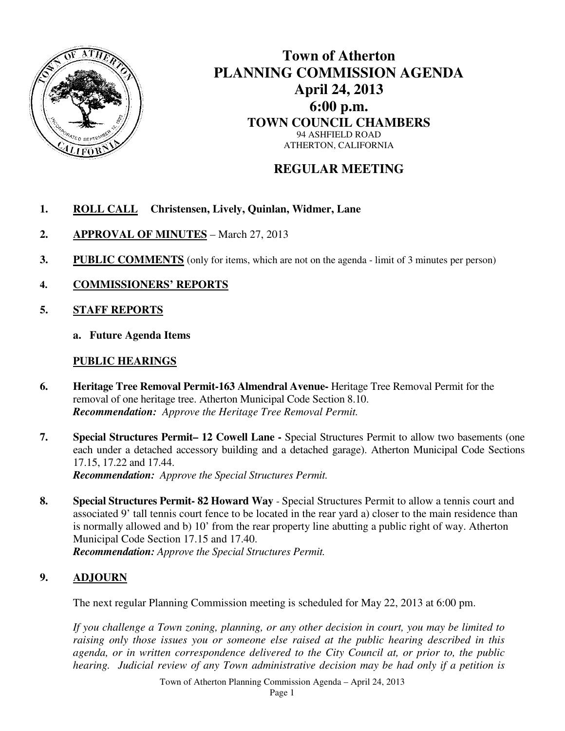# Town of Atherton
# PLANNING COMMISSION AGENDA
## April 24, 2013
## 6:00 p.m.
### TOWN COUNCIL CHAMBERS

94 ASHFIELD ROAD
ATHERTON, CALIFORNIA

## REGULAR MEETING

1. **ROLL CALL** **Christensen, Lively, Quinlan, Widmer, Lane**

2. **APPROVAL OF MINUTES** – March 27, 2013

3. **PUBLIC COMMENTS** (only for items, which are not on the agenda - limit of 3 minutes per person)

4. **COMMISSIONERS' REPORTS**

5. **STAFF REPORTS**

   a. **Future Agenda Items**

**PUBLIC HEARINGS**

6. **Heritage Tree Removal Permit-163 Almendral Avenue-** Heritage Tree Removal Permit for the removal of one heritage tree. Atherton Municipal Code Section 8.10.
   ***Recommendation:*** *Approve the Heritage Tree Removal Permit.*

7. **Special Structures Permit– 12 Cowell Lane -** Special Structures Permit to allow two basements (one each under a detached accessory building and a detached garage). Atherton Municipal Code Sections 17.15, 17.22 and 17.44.
   ***Recommendation:*** *Approve the Special Structures Permit.*

8. **Special Structures Permit- 82 Howard Way** - Special Structures Permit to allow a tennis court and associated 9' tall tennis court fence to be located in the rear yard a) closer to the main residence than is normally allowed and b) 10' from the rear property line abutting a public right of way. Atherton Municipal Code Section 17.15 and 17.40.
   ***Recommendation:*** *Approve the Special Structures Permit.*

9. **ADJOURN**

The next regular Planning Commission meeting is scheduled for May 22, 2013 at 6:00 pm.

*If you challenge a Town zoning, planning, or any other decision in court, you may be limited to raising only those issues you or someone else raised at the public hearing described in this agenda, or in written correspondence delivered to the City Council at, or prior to, the public hearing. Judicial review of any Town administrative decision may be had only if a petition is*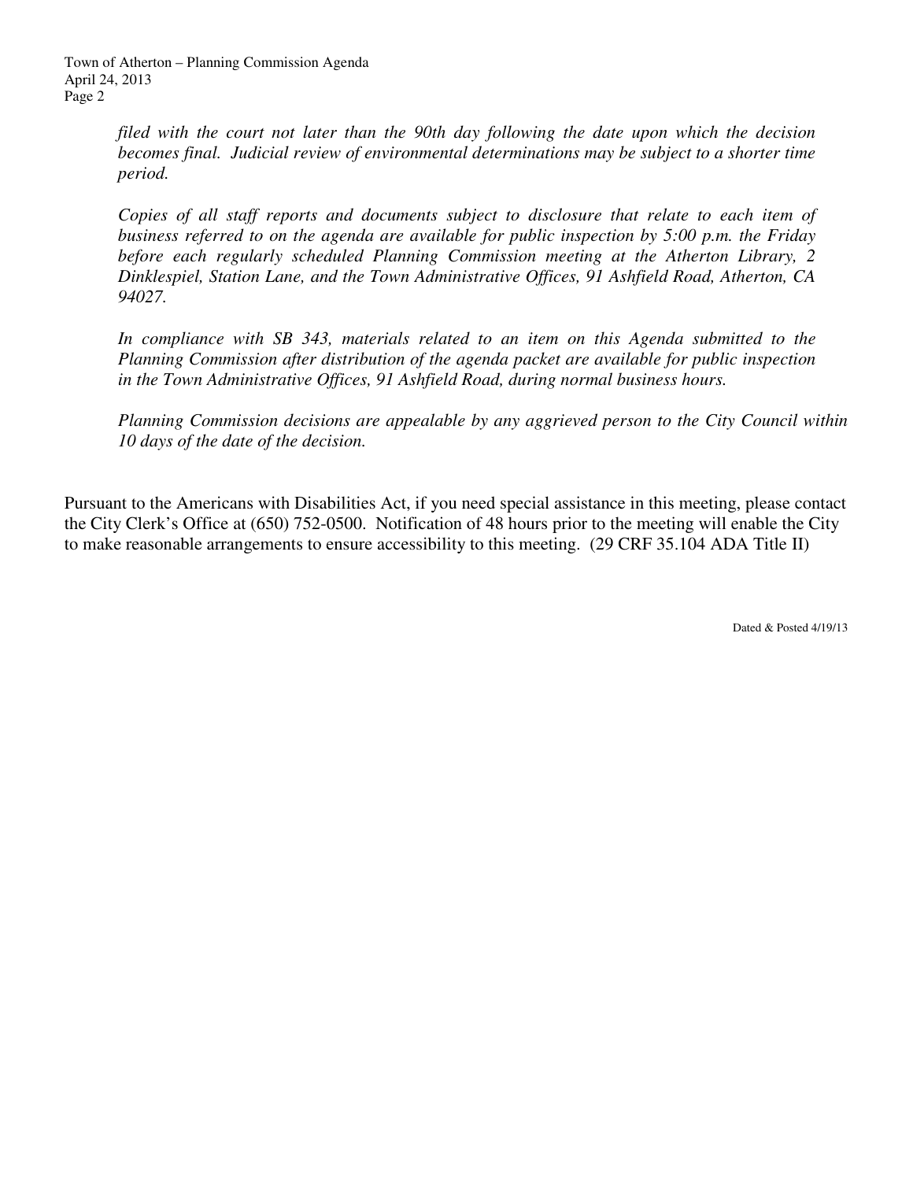*filed with the court not later than the 90th day following the date upon which the decision becomes final. Judicial review of environmental determinations may be subject to a shorter time period.*

*Copies of all staff reports and documents subject to disclosure that relate to each item of business referred to on the agenda are available for public inspection by 5:00 p.m. the Friday before each regularly scheduled Planning Commission meeting at the Atherton Library, 2 Dinklespiel, Station Lane, and the Town Administrative Offices, 91 Ashfield Road, Atherton, CA 94027.*

*In compliance with SB 343, materials related to an item on this Agenda submitted to the Planning Commission after distribution of the agenda packet are available for public inspection in the Town Administrative Offices, 91 Ashfield Road, during normal business hours.*

*Planning Commission decisions are appealable by any aggrieved person to the City Council within 10 days of the date of the decision.*

Pursuant to the Americans with Disabilities Act, if you need special assistance in this meeting, please contact the City Clerk's Office at (650) 752-0500. Notification of 48 hours prior to the meeting will enable the City to make reasonable arrangements to ensure accessibility to this meeting. (29 CRF 35.104 ADA Title II)

Dated & Posted 4/19/13